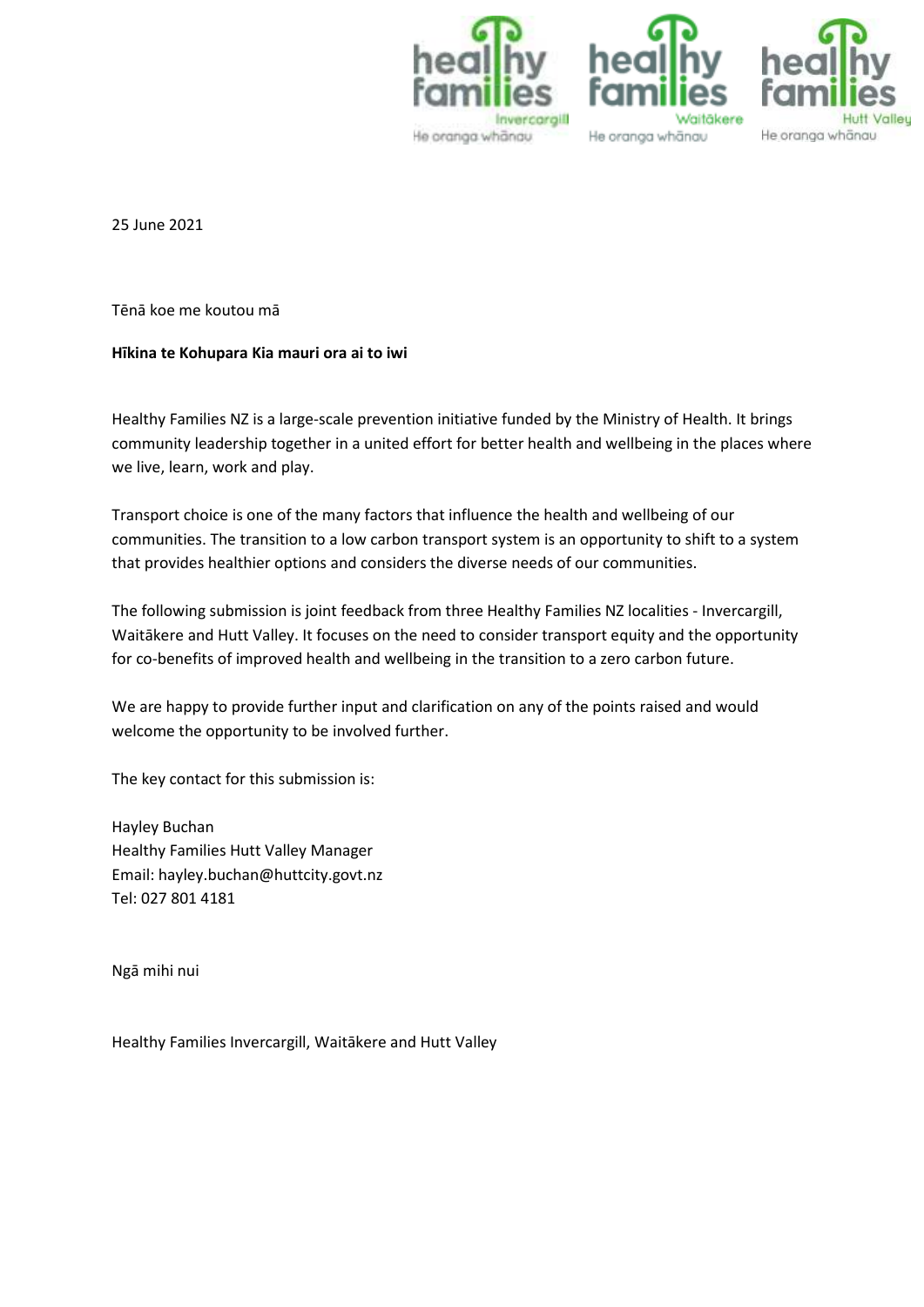25 June 2021

Tēnā koe me koutou mā

**Hīkina te Kohupara Kia mauri ora ai to iwi**

Healthy Families NZ is a large-scale prevention initiative funded by the Ministry of Health. It brings community leadership together in a united effort for better health and wellbeing in the places where we live, learn, work and play.

Transport choice is one of the many factors that influence the health and wellbeing of our communities. The transition to a low carbon transport system is an opportunity to shift to a system that provides healthier options and considers the diverse needs of our communities.

The following submission is joint feedback from three Healthy Families NZ localities - Invercargill, Waitākere and Hutt Valley. It focuses on the need to consider transport equity and the opportunity for co-benefits of improved health and wellbeing in the transition to a zero carbon future.

We are happy to provide further input and clarification on any of the points raised and would welcome the opportunity to be involved further.

The key contact for this submission is:

Hayley Buchan
Healthy Families Hutt Valley Manager
Email: hayley.buchan@huttcity.govt.nz
Tel: 027 801 4181

Ngā mihi nui

Healthy Families Invercargill, Waitākere and Hutt Valley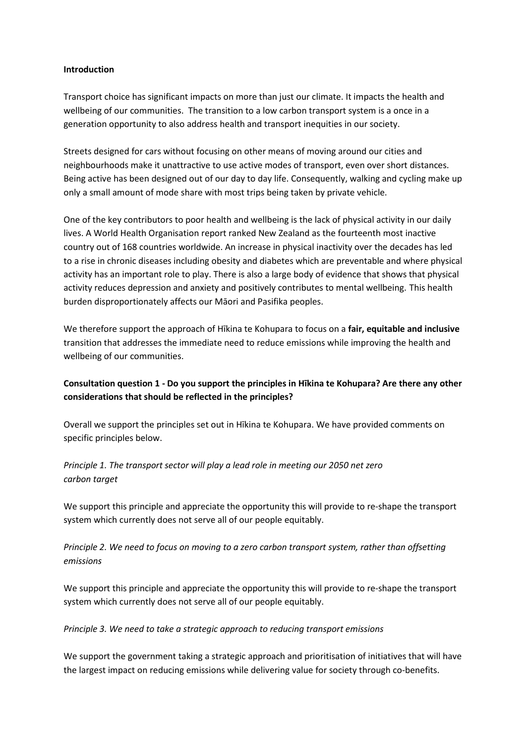**Introduction**

Transport choice has significant impacts on more than just our climate. It impacts the health and wellbeing of our communities. The transition to a low carbon transport system is a once in a generation opportunity to also address health and transport inequities in our society.

Streets designed for cars without focusing on other means of moving around our cities and neighbourhoods make it unattractive to use active modes of transport, even over short distances. Being active has been designed out of our day to day life. Consequently, walking and cycling make up only a small amount of mode share with most trips being taken by private vehicle.

One of the key contributors to poor health and wellbeing is the lack of physical activity in our daily lives. A World Health Organisation report ranked New Zealand as the fourteenth most inactive country out of 168 countries worldwide. An increase in physical inactivity over the decades has led to a rise in chronic diseases including obesity and diabetes which are preventable and where physical activity has an important role to play. There is also a large body of evidence that shows that physical activity reduces depression and anxiety and positively contributes to mental wellbeing. This health burden disproportionately affects our Māori and Pasifika peoples.

We therefore support the approach of Hīkina te Kohupara to focus on a **fair, equitable and inclusive** transition that addresses the immediate need to reduce emissions while improving the health and wellbeing of our communities.

**Consultation question 1 - Do you support the principles in Hīkina te Kohupara? Are there any other considerations that should be reflected in the principles?**

Overall we support the principles set out in Hīkina te Kohupara. We have provided comments on specific principles below.

*Principle 1. The transport sector will play a lead role in meeting our 2050 net zero carbon target*

We support this principle and appreciate the opportunity this will provide to re-shape the transport system which currently does not serve all of our people equitably.

*Principle 2. We need to focus on moving to a zero carbon transport system, rather than offsetting emissions*

We support this principle and appreciate the opportunity this will provide to re-shape the transport system which currently does not serve all of our people equitably.

*Principle 3. We need to take a strategic approach to reducing transport emissions*

We support the government taking a strategic approach and prioritisation of initiatives that will have the largest impact on reducing emissions while delivering value for society through co-benefits.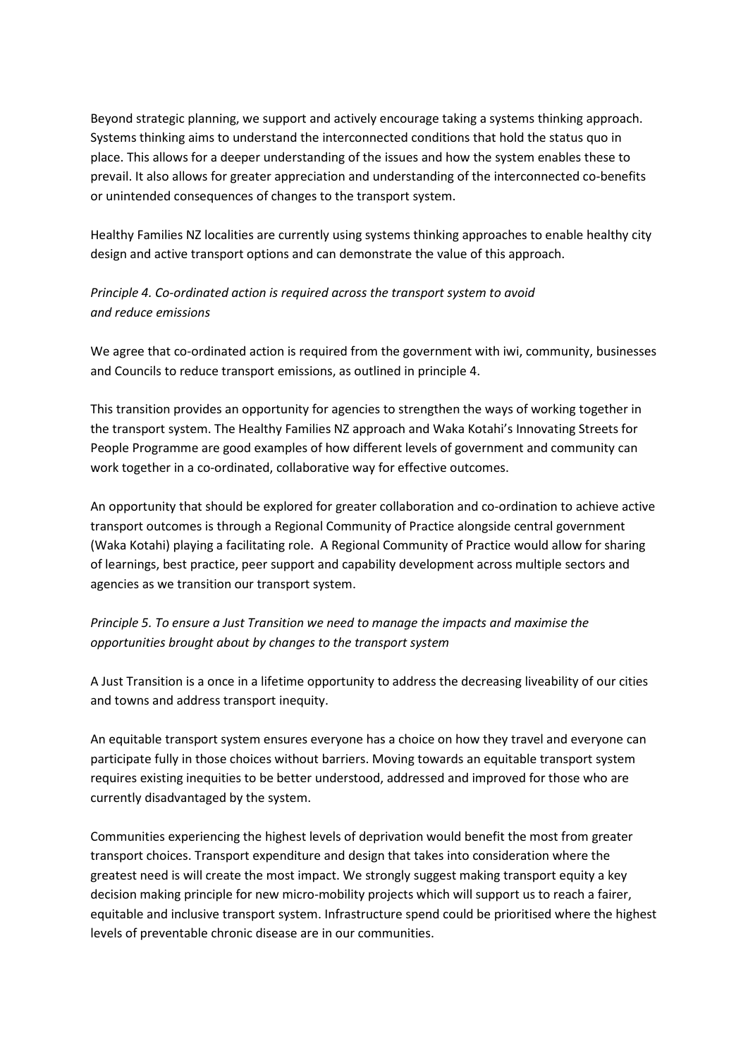Beyond strategic planning, we support and actively encourage taking a systems thinking approach. Systems thinking aims to understand the interconnected conditions that hold the status quo in place. This allows for a deeper understanding of the issues and how the system enables these to prevail. It also allows for greater appreciation and understanding of the interconnected co-benefits or unintended consequences of changes to the transport system.

Healthy Families NZ localities are currently using systems thinking approaches to enable healthy city design and active transport options and can demonstrate the value of this approach.

*Principle 4. Co-ordinated action is required across the transport system to avoid and reduce emissions*

We agree that co-ordinated action is required from the government with iwi, community, businesses and Councils to reduce transport emissions, as outlined in principle 4.

This transition provides an opportunity for agencies to strengthen the ways of working together in the transport system. The Healthy Families NZ approach and Waka Kotahi's Innovating Streets for People Programme are good examples of how different levels of government and community can work together in a co-ordinated, collaborative way for effective outcomes.

An opportunity that should be explored for greater collaboration and co-ordination to achieve active transport outcomes is through a Regional Community of Practice alongside central government (Waka Kotahi) playing a facilitating role. A Regional Community of Practice would allow for sharing of learnings, best practice, peer support and capability development across multiple sectors and agencies as we transition our transport system.

*Principle 5. To ensure a Just Transition we need to manage the impacts and maximise the opportunities brought about by changes to the transport system*

A Just Transition is a once in a lifetime opportunity to address the decreasing liveability of our cities and towns and address transport inequity.

An equitable transport system ensures everyone has a choice on how they travel and everyone can participate fully in those choices without barriers. Moving towards an equitable transport system requires existing inequities to be better understood, addressed and improved for those who are currently disadvantaged by the system.

Communities experiencing the highest levels of deprivation would benefit the most from greater transport choices. Transport expenditure and design that takes into consideration where the greatest need is will create the most impact. We strongly suggest making transport equity a key decision making principle for new micro-mobility projects which will support us to reach a fairer, equitable and inclusive transport system. Infrastructure spend could be prioritised where the highest levels of preventable chronic disease are in our communities.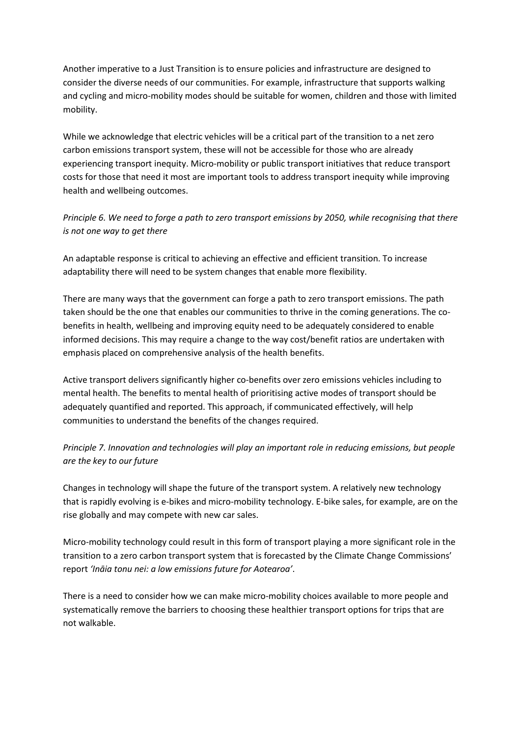Another imperative to a Just Transition is to ensure policies and infrastructure are designed to consider the diverse needs of our communities. For example, infrastructure that supports walking and cycling and micro-mobility modes should be suitable for women, children and those with limited mobility.

While we acknowledge that electric vehicles will be a critical part of the transition to a net zero carbon emissions transport system, these will not be accessible for those who are already experiencing transport inequity. Micro-mobility or public transport initiatives that reduce transport costs for those that need it most are important tools to address transport inequity while improving health and wellbeing outcomes.

*Principle 6. We need to forge a path to zero transport emissions by 2050, while recognising that there is not one way to get there*

An adaptable response is critical to achieving an effective and efficient transition. To increase adaptability there will need to be system changes that enable more flexibility.

There are many ways that the government can forge a path to zero transport emissions. The path taken should be the one that enables our communities to thrive in the coming generations. The co-benefits in health, wellbeing and improving equity need to be adequately considered to enable informed decisions. This may require a change to the way cost/benefit ratios are undertaken with emphasis placed on comprehensive analysis of the health benefits.

Active transport delivers significantly higher co-benefits over zero emissions vehicles including to mental health. The benefits to mental health of prioritising active modes of transport should be adequately quantified and reported. This approach, if communicated effectively, will help communities to understand the benefits of the changes required.

*Principle 7. Innovation and technologies will play an important role in reducing emissions, but people are the key to our future*

Changes in technology will shape the future of the transport system. A relatively new technology that is rapidly evolving is e-bikes and micro-mobility technology. E-bike sales, for example, are on the rise globally and may compete with new car sales.

Micro-mobility technology could result in this form of transport playing a more significant role in the transition to a zero carbon transport system that is forecasted by the Climate Change Commissions' report *'Ināia tonu nei: a low emissions future for Aotearoa'*.

There is a need to consider how we can make micro-mobility choices available to more people and systematically remove the barriers to choosing these healthier transport options for trips that are not walkable.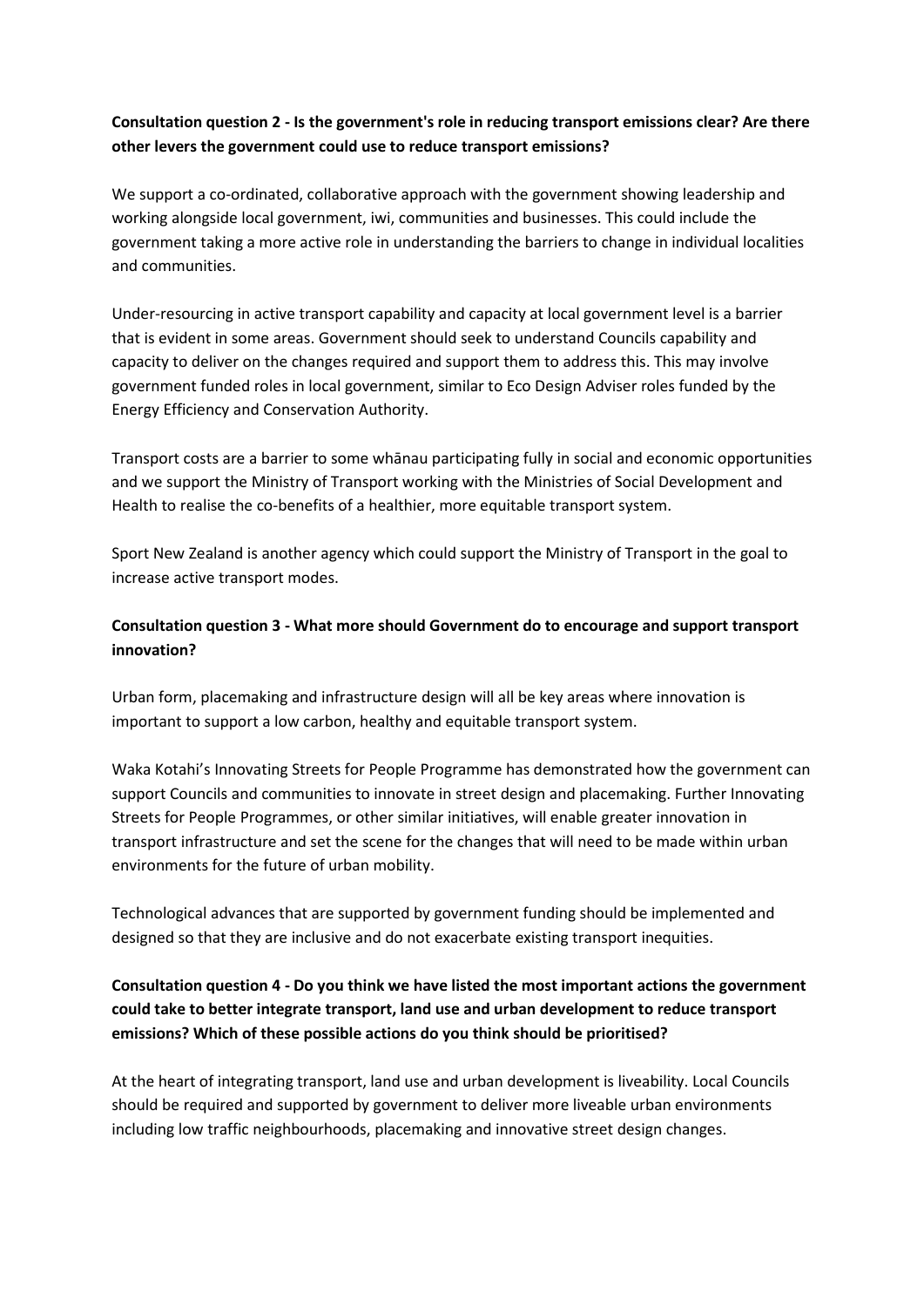**Consultation question 2 - Is the government's role in reducing transport emissions clear? Are there other levers the government could use to reduce transport emissions?**

We support a co-ordinated, collaborative approach with the government showing leadership and working alongside local government, iwi, communities and businesses. This could include the government taking a more active role in understanding the barriers to change in individual localities and communities.

Under-resourcing in active transport capability and capacity at local government level is a barrier that is evident in some areas. Government should seek to understand Councils capability and capacity to deliver on the changes required and support them to address this. This may involve government funded roles in local government, similar to Eco Design Adviser roles funded by the Energy Efficiency and Conservation Authority.

Transport costs are a barrier to some whānau participating fully in social and economic opportunities and we support the Ministry of Transport working with the Ministries of Social Development and Health to realise the co-benefits of a healthier, more equitable transport system.

Sport New Zealand is another agency which could support the Ministry of Transport in the goal to increase active transport modes.

**Consultation question 3 - What more should Government do to encourage and support transport innovation?**

Urban form, placemaking and infrastructure design will all be key areas where innovation is important to support a low carbon, healthy and equitable transport system.

Waka Kotahi's Innovating Streets for People Programme has demonstrated how the government can support Councils and communities to innovate in street design and placemaking. Further Innovating Streets for People Programmes, or other similar initiatives, will enable greater innovation in transport infrastructure and set the scene for the changes that will need to be made within urban environments for the future of urban mobility.

Technological advances that are supported by government funding should be implemented and designed so that they are inclusive and do not exacerbate existing transport inequities.

**Consultation question 4 - Do you think we have listed the most important actions the government could take to better integrate transport, land use and urban development to reduce transport emissions? Which of these possible actions do you think should be prioritised?**

At the heart of integrating transport, land use and urban development is liveability. Local Councils should be required and supported by government to deliver more liveable urban environments including low traffic neighbourhoods, placemaking and innovative street design changes.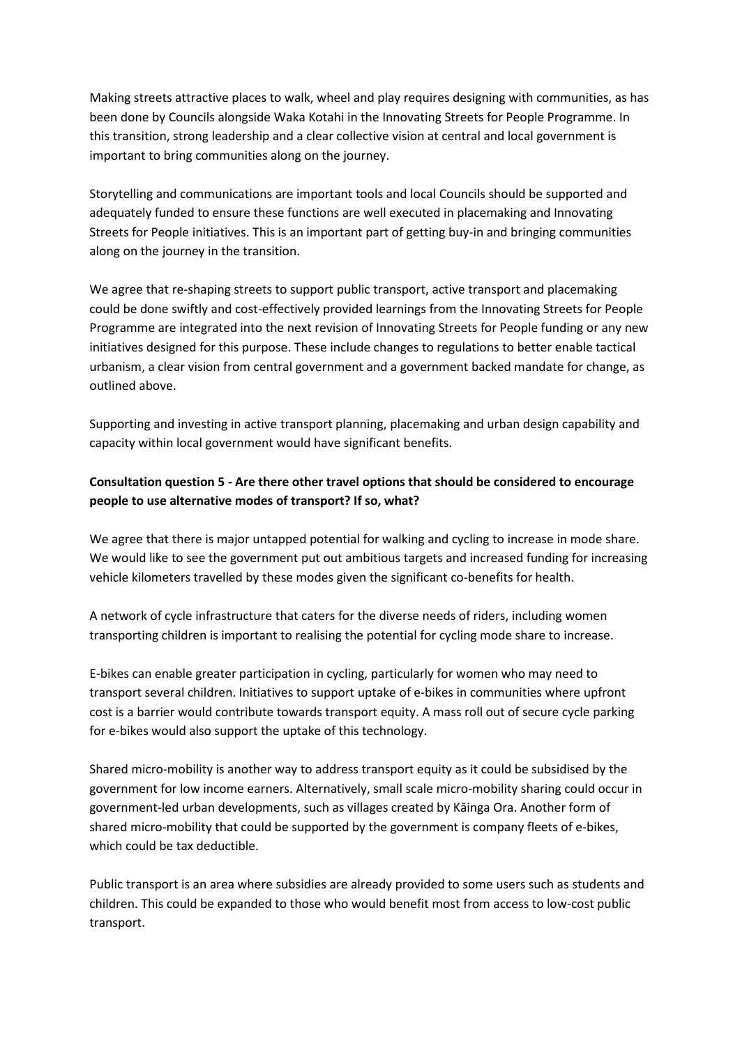Making streets attractive places to walk, wheel and play requires designing with communities, as has been done by Councils alongside Waka Kotahi in the Innovating Streets for People Programme. In this transition, strong leadership and a clear collective vision at central and local government is important to bring communities along on the journey.

Storytelling and communications are important tools and local Councils should be supported and adequately funded to ensure these functions are well executed in placemaking and Innovating Streets for People initiatives. This is an important part of getting buy-in and bringing communities along on the journey in the transition.

We agree that re-shaping streets to support public transport, active transport and placemaking could be done swiftly and cost-effectively provided learnings from the Innovating Streets for People Programme are integrated into the next revision of Innovating Streets for People funding or any new initiatives designed for this purpose. These include changes to regulations to better enable tactical urbanism, a clear vision from central government and a government backed mandate for change, as outlined above.

Supporting and investing in active transport planning, placemaking and urban design capability and capacity within local government would have significant benefits.

**Consultation question 5 - Are there other travel options that should be considered to encourage people to use alternative modes of transport? If so, what?**

We agree that there is major untapped potential for walking and cycling to increase in mode share. We would like to see the government put out ambitious targets and increased funding for increasing vehicle kilometers travelled by these modes given the significant co-benefits for health.

A network of cycle infrastructure that caters for the diverse needs of riders, including women transporting children is important to realising the potential for cycling mode share to increase.

E-bikes can enable greater participation in cycling, particularly for women who may need to transport several children. Initiatives to support uptake of e-bikes in communities where upfront cost is a barrier would contribute towards transport equity. A mass roll out of secure cycle parking for e-bikes would also support the uptake of this technology.

Shared micro-mobility is another way to address transport equity as it could be subsidised by the government for low income earners. Alternatively, small scale micro-mobility sharing could occur in government-led urban developments, such as villages created by Kāinga Ora. Another form of shared micro-mobility that could be supported by the government is company fleets of e-bikes, which could be tax deductible.

Public transport is an area where subsidies are already provided to some users such as students and children. This could be expanded to those who would benefit most from access to low-cost public transport.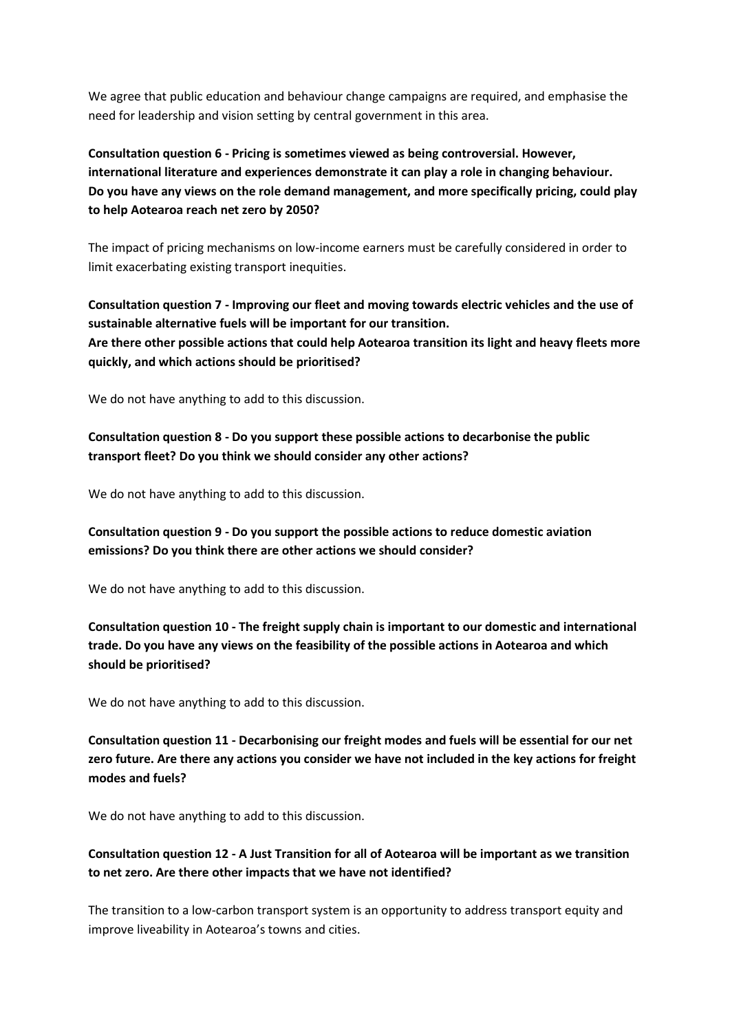We agree that public education and behaviour change campaigns are required, and emphasise the need for leadership and vision setting by central government in this area.

**Consultation question 6 - Pricing is sometimes viewed as being controversial. However, international literature and experiences demonstrate it can play a role in changing behaviour. Do you have any views on the role demand management, and more specifically pricing, could play to help Aotearoa reach net zero by 2050?**

The impact of pricing mechanisms on low-income earners must be carefully considered in order to limit exacerbating existing transport inequities.

**Consultation question 7 - Improving our fleet and moving towards electric vehicles and the use of sustainable alternative fuels will be important for our transition. Are there other possible actions that could help Aotearoa transition its light and heavy fleets more quickly, and which actions should be prioritised?**

We do not have anything to add to this discussion.

**Consultation question 8 - Do you support these possible actions to decarbonise the public transport fleet? Do you think we should consider any other actions?**

We do not have anything to add to this discussion.

**Consultation question 9 - Do you support the possible actions to reduce domestic aviation emissions? Do you think there are other actions we should consider?**

We do not have anything to add to this discussion.

**Consultation question 10 - The freight supply chain is important to our domestic and international trade. Do you have any views on the feasibility of the possible actions in Aotearoa and which should be prioritised?**

We do not have anything to add to this discussion.

**Consultation question 11 - Decarbonising our freight modes and fuels will be essential for our net zero future. Are there any actions you consider we have not included in the key actions for freight modes and fuels?**

We do not have anything to add to this discussion.

**Consultation question 12 - A Just Transition for all of Aotearoa will be important as we transition to net zero. Are there other impacts that we have not identified?**

The transition to a low-carbon transport system is an opportunity to address transport equity and improve liveability in Aotearoa's towns and cities.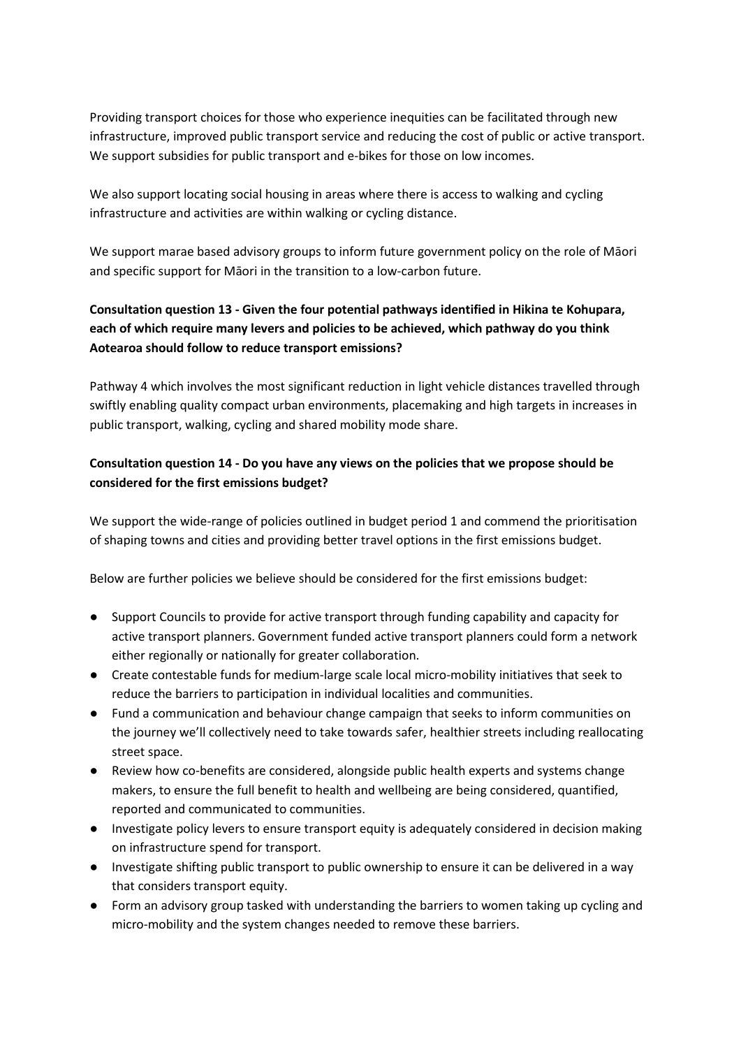Providing transport choices for those who experience inequities can be facilitated through new infrastructure, improved public transport service and reducing the cost of public or active transport. We support subsidies for public transport and e-bikes for those on low incomes.

We also support locating social housing in areas where there is access to walking and cycling infrastructure and activities are within walking or cycling distance.

We support marae based advisory groups to inform future government policy on the role of Māori and specific support for Māori in the transition to a low-carbon future.

**Consultation question 13 - Given the four potential pathways identified in Hikina te Kohupara, each of which require many levers and policies to be achieved, which pathway do you think Aotearoa should follow to reduce transport emissions?**

Pathway 4 which involves the most significant reduction in light vehicle distances travelled through swiftly enabling quality compact urban environments, placemaking and high targets in increases in public transport, walking, cycling and shared mobility mode share.

**Consultation question 14 - Do you have any views on the policies that we propose should be considered for the first emissions budget?**

We support the wide-range of policies outlined in budget period 1 and commend the prioritisation of shaping towns and cities and providing better travel options in the first emissions budget.

Below are further policies we believe should be considered for the first emissions budget:

- Support Councils to provide for active transport through funding capability and capacity for active transport planners. Government funded active transport planners could form a network either regionally or nationally for greater collaboration.
- Create contestable funds for medium-large scale local micro-mobility initiatives that seek to reduce the barriers to participation in individual localities and communities.
- Fund a communication and behaviour change campaign that seeks to inform communities on the journey we'll collectively need to take towards safer, healthier streets including reallocating street space.
- Review how co-benefits are considered, alongside public health experts and systems change makers, to ensure the full benefit to health and wellbeing are being considered, quantified, reported and communicated to communities.
- Investigate policy levers to ensure transport equity is adequately considered in decision making on infrastructure spend for transport.
- Investigate shifting public transport to public ownership to ensure it can be delivered in a way that considers transport equity.
- Form an advisory group tasked with understanding the barriers to women taking up cycling and micro-mobility and the system changes needed to remove these barriers.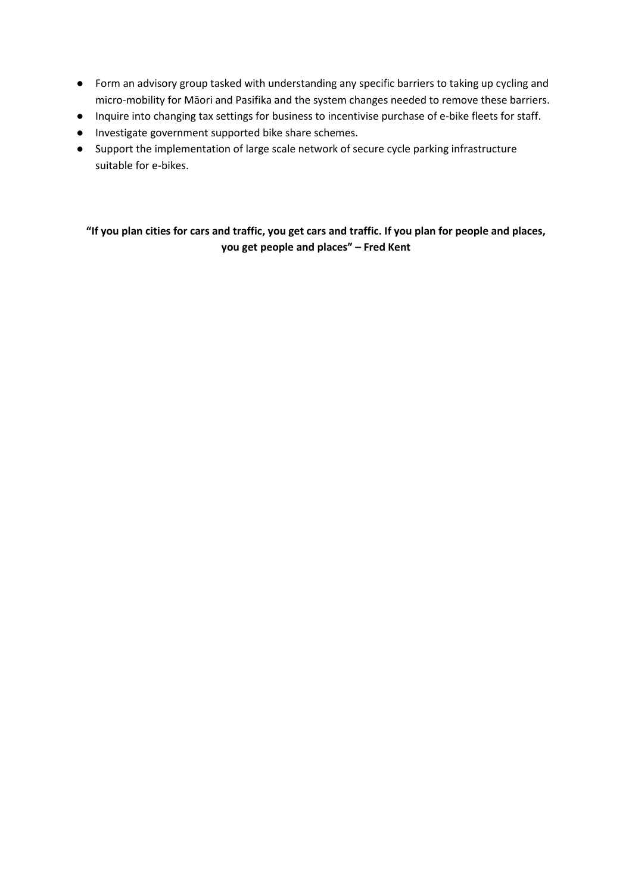- Form an advisory group tasked with understanding any specific barriers to taking up cycling and micro-mobility for Māori and Pasifika and the system changes needed to remove these barriers.
- Inquire into changing tax settings for business to incentivise purchase of e-bike fleets for staff.
- Investigate government supported bike share schemes.
- Support the implementation of large scale network of secure cycle parking infrastructure suitable for e-bikes.

**"If you plan cities for cars and traffic, you get cars and traffic. If you plan for people and places, you get people and places" – Fred Kent**